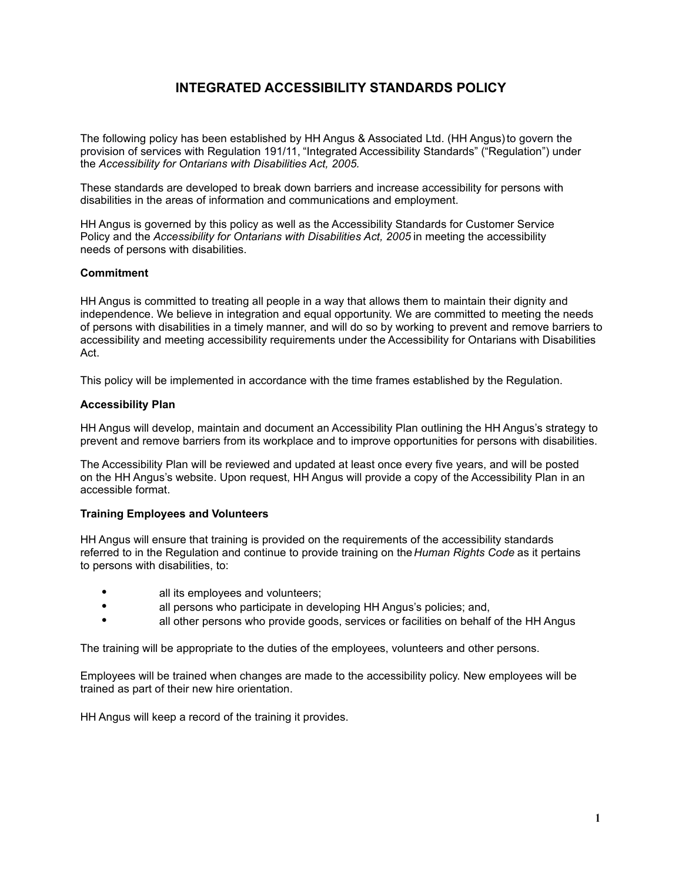# INTEGRATED ACCESSIBILITY STANDARDS POLICY

The following policy has been established by HH Angus & Associated Ltd. (HH Angus) to govern the provision of services with Regulation 191/11, "Integrated Accessibility Standards" ("Regulation") under the *Accessibility for Ontarians with Disabilities Act, 2005.*

These standards are developed to break down barriers and increase accessibility for persons with disabilities in the areas of information and communications and employment.

HH Angus is governed by this policy as well as the Accessibility Standards for Customer Service Policy and the *Accessibility for Ontarians with Disabilities Act, 2005* in meeting the accessibility needs of persons with disabilities.

**Commitment**

HH Angus is committed to treating all people in a way that allows them to maintain their dignity and independence. We believe in integration and equal opportunity. We are committed to meeting the needs of persons with disabilities in a timely manner, and will do so by working to prevent and remove barriers to accessibility and meeting accessibility requirements under the Accessibility for Ontarians with Disabilities Act.

This policy will be implemented in accordance with the time frames established by the Regulation.

**Accessibility Plan**

HH Angus will develop, maintain and document an Accessibility Plan outlining the HH Angus's strategy to prevent and remove barriers from its workplace and to improve opportunities for persons with disabilities.

The Accessibility Plan will be reviewed and updated at least once every five years, and will be posted on the HH Angus's website. Upon request, HH Angus will provide a copy of the Accessibility Plan in an accessible format.

**Training Employees and Volunteers**

HH Angus will ensure that training is provided on the requirements of the accessibility standards referred to in the Regulation and continue to provide training on the *Human Rights Code* as it pertains to persons with disabilities, to:

- all its employees and volunteers;
- all persons who participate in developing HH Angus's policies; and,
- all other persons who provide goods, services or facilities on behalf of the HH Angus

The training will be appropriate to the duties of the employees, volunteers and other persons.

Employees will be trained when changes are made to the accessibility policy. New employees will be trained as part of their new hire orientation.

HH Angus will keep a record of the training it provides.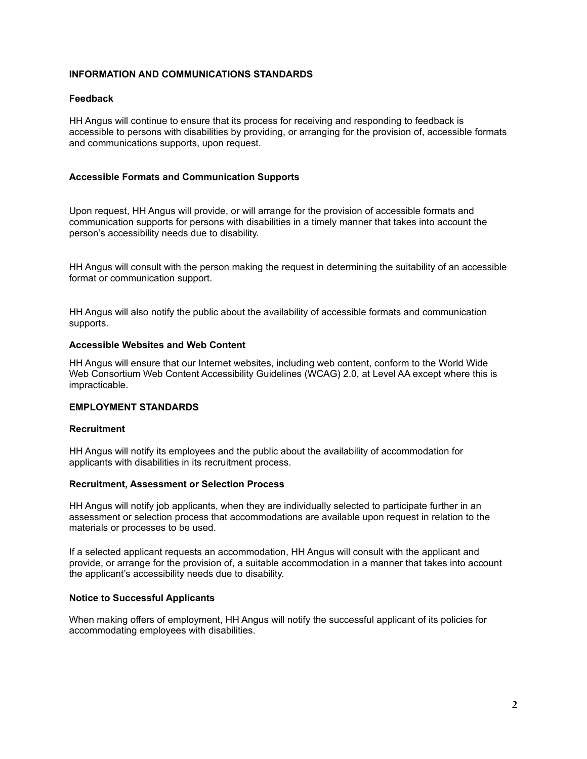## INFORMATION AND COMMUNICATIONS STANDARDS

### Feedback

HH Angus will continue to ensure that its process for receiving and responding to feedback is accessible to persons with disabilities by providing, or arranging for the provision of, accessible formats and communications supports, upon request.

### Accessible Formats and Communication Supports

Upon request, HH Angus will provide, or will arrange for the provision of accessible formats and communication supports for persons with disabilities in a timely manner that takes into account the person's accessibility needs due to disability.

HH Angus will consult with the person making the request in determining the suitability of an accessible format or communication support.

HH Angus will also notify the public about the availability of accessible formats and communication supports.

### Accessible Websites and Web Content

HH Angus will ensure that our Internet websites, including web content, conform to the World Wide Web Consortium Web Content Accessibility Guidelines (WCAG) 2.0, at Level AA except where this is impracticable.

## EMPLOYMENT STANDARDS

### Recruitment

HH Angus will notify its employees and the public about the availability of accommodation for applicants with disabilities in its recruitment process.

### Recruitment, Assessment or Selection Process

HH Angus will notify job applicants, when they are individually selected to participate further in an assessment or selection process that accommodations are available upon request in relation to the materials or processes to be used.

If a selected applicant requests an accommodation, HH Angus will consult with the applicant and provide, or arrange for the provision of, a suitable accommodation in a manner that takes into account the applicant's accessibility needs due to disability.

### Notice to Successful Applicants

When making offers of employment, HH Angus will notify the successful applicant of its policies for accommodating employees with disabilities.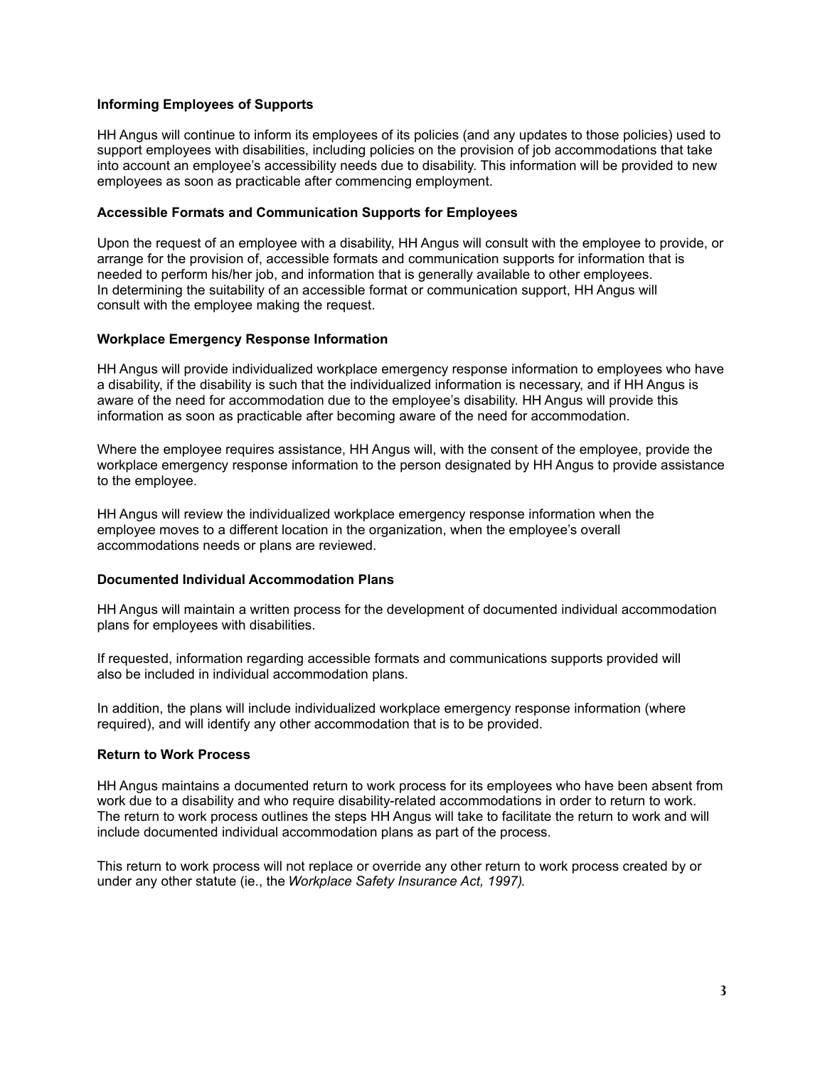**Informing Employees of Supports**

HH Angus will continue to inform its employees of its policies (and any updates to those policies) used to support employees with disabilities, including policies on the provision of job accommodations that take into account an employee's accessibility needs due to disability. This information will be provided to new employees as soon as practicable after commencing employment.

**Accessible Formats and Communication Supports for Employees**

Upon the request of an employee with a disability, HH Angus will consult with the employee to provide, or arrange for the provision of, accessible formats and communication supports for information that is needed to perform his/her job, and information that is generally available to other employees. In determining the suitability of an accessible format or communication support, HH Angus will consult with the employee making the request.

**Workplace Emergency Response Information**

HH Angus will provide individualized workplace emergency response information to employees who have a disability, if the disability is such that the individualized information is necessary, and if HH Angus is aware of the need for accommodation due to the employee's disability. HH Angus will provide this information as soon as practicable after becoming aware of the need for accommodation.

Where the employee requires assistance, HH Angus will, with the consent of the employee, provide the workplace emergency response information to the person designated by HH Angus to provide assistance to the employee.

HH Angus will review the individualized workplace emergency response information when the employee moves to a different location in the organization, when the employee's overall accommodations needs or plans are reviewed.

**Documented Individual Accommodation Plans**

HH Angus will maintain a written process for the development of documented individual accommodation plans for employees with disabilities.

If requested, information regarding accessible formats and communications supports provided will also be included in individual accommodation plans.

In addition, the plans will include individualized workplace emergency response information (where required), and will identify any other accommodation that is to be provided.

**Return to Work Process**

HH Angus maintains a documented return to work process for its employees who have been absent from work due to a disability and who require disability-related accommodations in order to return to work. The return to work process outlines the steps HH Angus will take to facilitate the return to work and will include documented individual accommodation plans as part of the process.

This return to work process will not replace or override any other return to work process created by or under any other statute (ie., the *Workplace Safety Insurance Act, 1997).*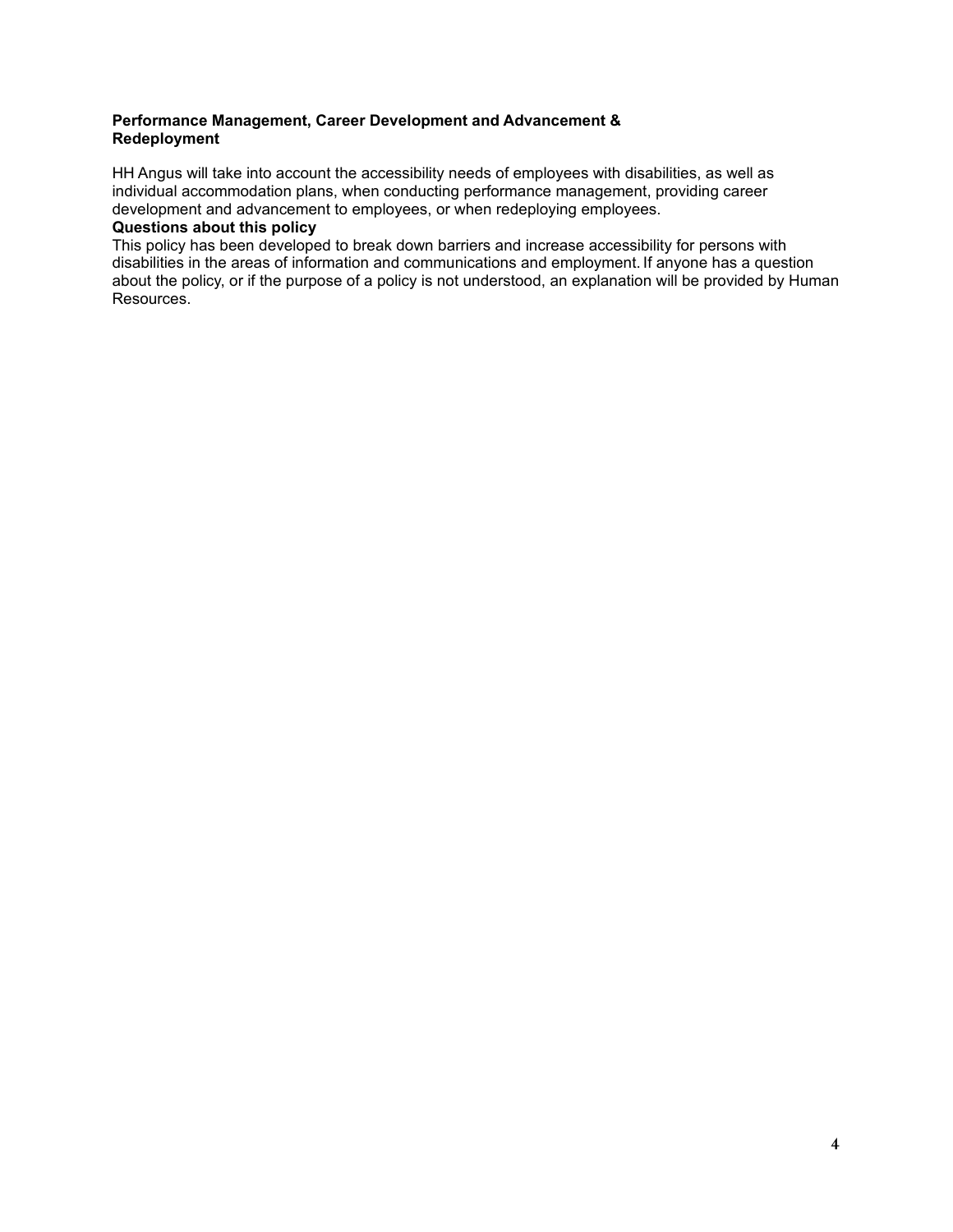**Performance Management, Career Development and Advancement & Redeployment**

HH Angus will take into account the accessibility needs of employees with disabilities, as well as individual accommodation plans, when conducting performance management, providing career development and advancement to employees, or when redeploying employees.

**Questions about this policy**

This policy has been developed to break down barriers and increase accessibility for persons with disabilities in the areas of information and communications and employment. If anyone has a question about the policy, or if the purpose of a policy is not understood, an explanation will be provided by Human Resources.